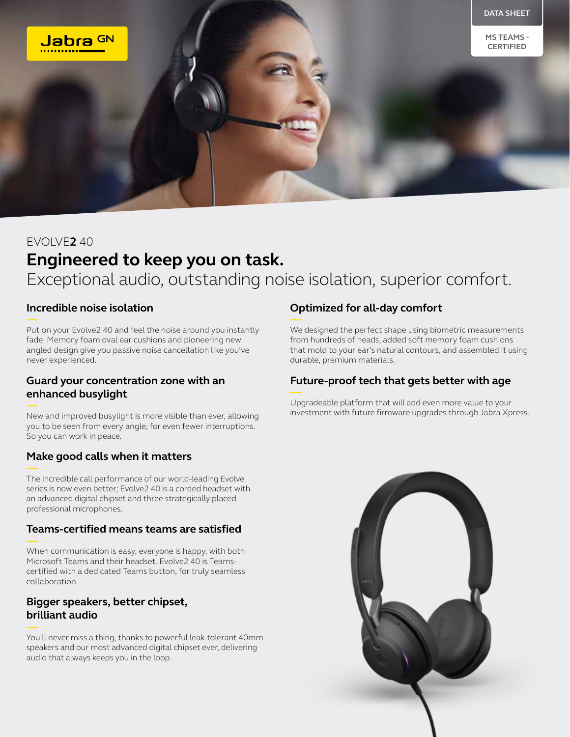Jabra GN

DATA SHEET

MS TEAMS - CERTIFIED

EVOLVE**2** 40

# Engineered to keep you on task.

Exceptional audio, outstanding noise isolation, superior comfort.

## Incredible noise isolation

Put on your Evolve2 40 and feel the noise around you instantly fade. Memory foam oval ear cushions and pioneering new angled design give you passive noise cancellation like you've never experienced.

## Guard your concentration zone with an enhanced busylight

New and improved busylight is more visible than ever, allowing you to be seen from every angle, for even fewer interruptions. So you can work in peace.

## Make good calls when it matters

The incredible call performance of our world-leading Evolve series is now even better; Evolve2 40 is a corded headset with an advanced digital chipset and three strategically placed professional microphones.

## Teams-certified means teams are satisfied

When communication is easy, everyone is happy, with both Microsoft Teams and their headset. Evolve2 40 is Teams-certified with a dedicated Teams button, for truly seamless collaboration.

## Bigger speakers, better chipset, brilliant audio

You'll never miss a thing, thanks to powerful leak-tolerant 40mm speakers and our most advanced digital chipset ever, delivering audio that always keeps you in the loop.

## Optimized for all-day comfort

We designed the perfect shape using biometric measurements from hundreds of heads, added soft memory foam cushions that mold to your ear's natural contours, and assembled it using durable, premium materials.

## Future-proof tech that gets better with age

Upgradeable platform that will add even more value to your investment with future firmware upgrades through Jabra Xpress.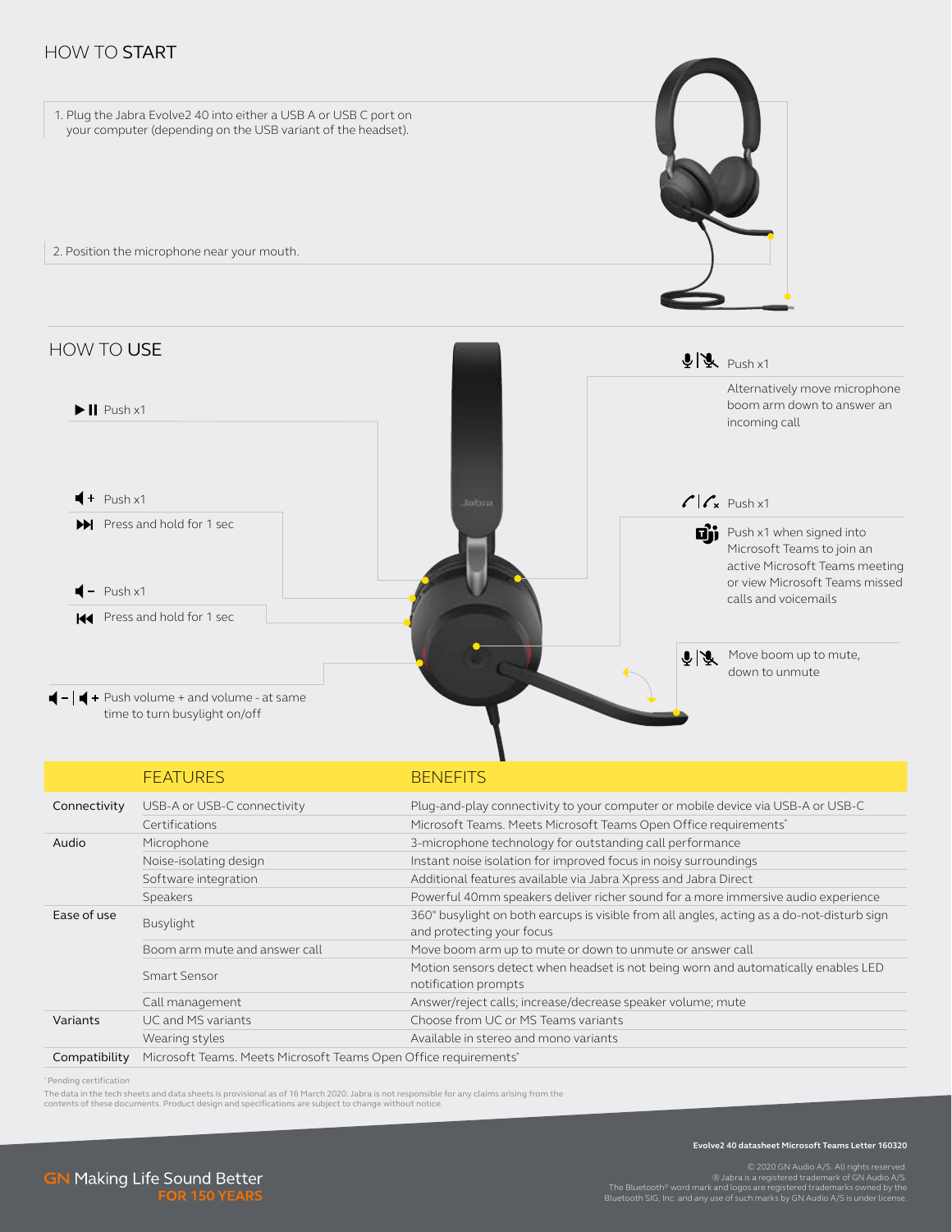## HOW TO START

1. Plug the Jabra Evolve2 40 into either a USB A or USB C port on your computer (depending on the USB variant of the headset).
2. Position the microphone near your mouth.

## HOW TO USE

▶❚❚ Push x1

◀+ Push x1

⏭ Press and hold for 1 sec

◀– Push x1

⏮ Press and hold for 1 sec

◀– | ◀+ Push volume + and volume - at same time to turn busylight on/off

Mute/unmute Push x1

Alternatively move microphone boom arm down to answer an incoming call

Answer/end call Push x1

Microsoft Teams Push x1 when signed into Microsoft Teams to join an active Microsoft Teams meeting or view Microsoft Teams missed calls and voicemails

Mute/unmute Move boom up to mute, down to unmute

| | FEATURES | BENEFITS |
|---|---|---|
| Connectivity | USB-A or USB-C connectivity | Plug-and-play connectivity to your computer or mobile device via USB-A or USB-C |
| | Certifications | Microsoft Teams. Meets Microsoft Teams Open Office requirements* |
| Audio | Microphone | 3-microphone technology for outstanding call performance |
| | Noise-isolating design | Instant noise isolation for improved focus in noisy surroundings |
| | Software integration | Additional features available via Jabra Xpress and Jabra Direct |
| | Speakers | Powerful 40mm speakers deliver richer sound for a more immersive audio experience |
| Ease of use | Busylight | 360° busylight on both earcups is visible from all angles, acting as a do-not-disturb sign and protecting your focus |
| | Boom arm mute and answer call | Move boom arm up to mute or down to unmute or answer call |
| | Smart Sensor | Motion sensors detect when headset is not being worn and automatically enables LED notification prompts |
| | Call management | Answer/reject calls; increase/decrease speaker volume; mute |
| Variants | UC and MS variants | Choose from UC or MS Teams variants |
| | Wearing styles | Available in stereo and mono variants |
| Compatibility | Microsoft Teams. Meets Microsoft Teams Open Office requirements* | |

*Pending certification

The data in the tech sheets and data sheets is provisional as of 16 March 2020. Jabra is not responsible for any claims arising from the contents of these documents. Product design and specifications are subject to change without notice.

**Evolve2 40 datasheet Microsoft Teams Letter 160320**

© 2020 GN Audio A/S. All rights reserved.
® Jabra is a registered trademark of GN Audio A/S.
The Bluetooth® word mark and logos are registered trademarks owned by the Bluetooth SIG, Inc. and any use of such marks by GN Audio A/S is under license.

GN Making Life Sound Better FOR 150 YEARS